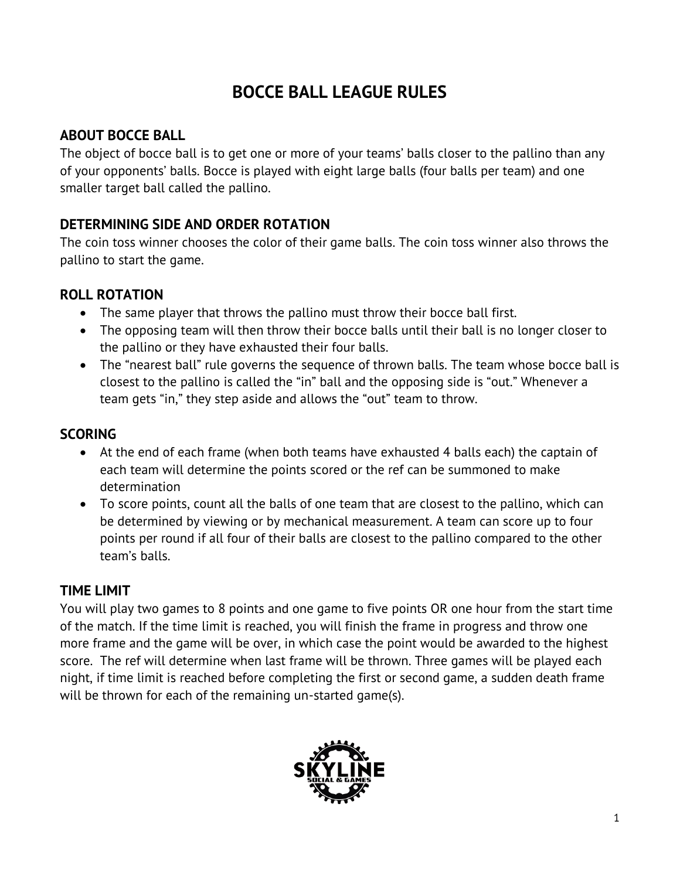# BOCCE BALL LEAGUE RULES

## ABOUT BOCCE BALL

The object of bocce ball is to get one or more of your teams' balls closer to the pallino than any of your opponents' balls. Bocce is played with eight large balls (four balls per team) and one smaller target ball called the pallino.

## DETERMINING SIDE AND ORDER ROTATION

The coin toss winner chooses the color of their game balls. The coin toss winner also throws the pallino to start the game.

## ROLL ROTATION

- The same player that throws the pallino must throw their bocce ball first.
- The opposing team will then throw their bocce balls until their ball is no longer closer to the pallino or they have exhausted their four balls.
- The "nearest ball" rule governs the sequence of thrown balls. The team whose bocce ball is closest to the pallino is called the "in" ball and the opposing side is "out." Whenever a team gets "in," they step aside and allows the "out" team to throw.

## SCORING

- At the end of each frame (when both teams have exhausted 4 balls each) the captain of each team will determine the points scored or the ref can be summoned to make determination
- To score points, count all the balls of one team that are closest to the pallino, which can be determined by viewing or by mechanical measurement. A team can score up to four points per round if all four of their balls are closest to the pallino compared to the other team's balls.

## TIME LIMIT

You will play two games to 8 points and one game to five points OR one hour from the start time of the match. If the time limit is reached, you will finish the frame in progress and throw one more frame and the game will be over, in which case the point would be awarded to the highest score. The ref will determine when last frame will be thrown. Three games will be played each night, if time limit is reached before completing the first or second game, a sudden death frame will be thrown for each of the remaining un-started game(s).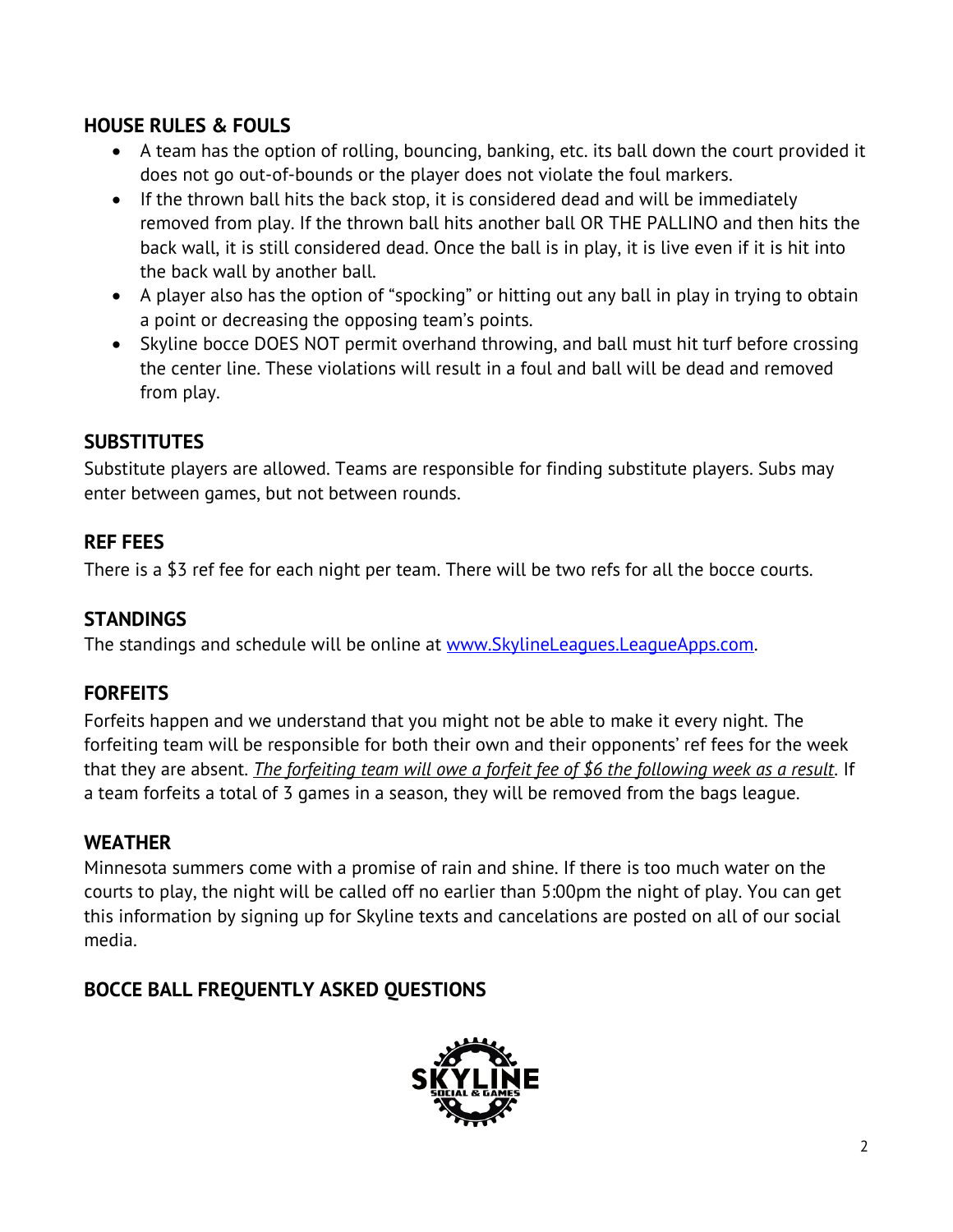## HOUSE RULES & FOULS

- A team has the option of rolling, bouncing, banking, etc. its ball down the court provided it does not go out-of-bounds or the player does not violate the foul markers.
- If the thrown ball hits the back stop, it is considered dead and will be immediately removed from play. If the thrown ball hits another ball OR THE PALLINO and then hits the back wall, it is still considered dead. Once the ball is in play, it is live even if it is hit into the back wall by another ball.
- A player also has the option of "spocking" or hitting out any ball in play in trying to obtain a point or decreasing the opposing team's points.
- Skyline bocce DOES NOT permit overhand throwing, and ball must hit turf before crossing the center line. These violations will result in a foul and ball will be dead and removed from play.

## SUBSTITUTES

Substitute players are allowed. Teams are responsible for finding substitute players. Subs may enter between games, but not between rounds.

## REF FEES

There is a $3 ref fee for each night per team. There will be two refs for all the bocce courts.

## STANDINGS

The standings and schedule will be online at [www.SkylineLeagues.LeagueApps.com](http://www.SkylineLeagues.LeagueApps.com).

## FORFEITS

Forfeits happen and we understand that you might not be able to make it every night. The forfeiting team will be responsible for both their own and their opponents' ref fees for the week that they are absent. *The forfeiting team will owe a forfeit fee of $6 the following week as a result*. If a team forfeits a total of 3 games in a season, they will be removed from the bags league.

## WEATHER

Minnesota summers come with a promise of rain and shine. If there is too much water on the courts to play, the night will be called off no earlier than 5:00pm the night of play. You can get this information by signing up for Skyline texts and cancelations are posted on all of our social media.

## BOCCE BALL FREQUENTLY ASKED QUESTIONS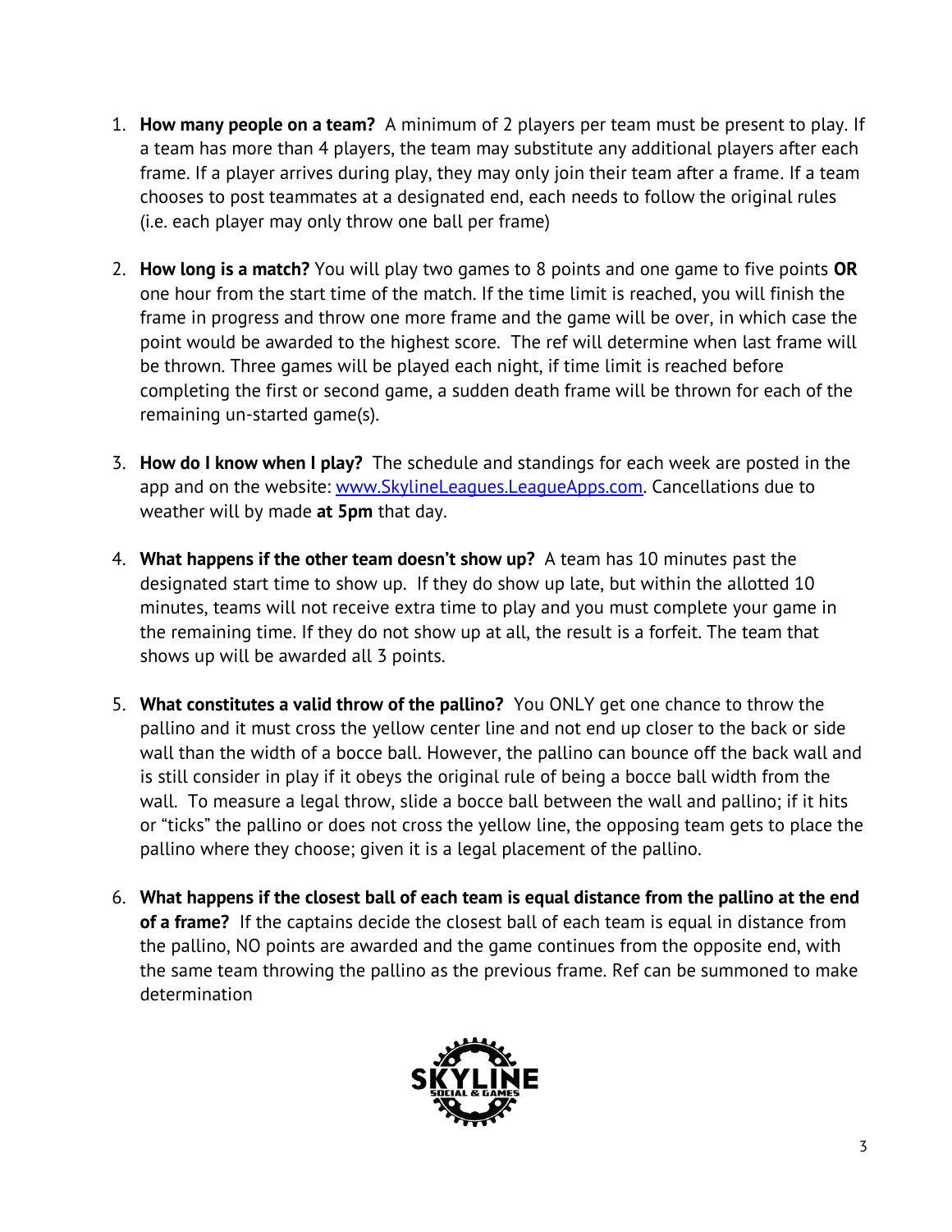1. **How many people on a team?** A minimum of 2 players per team must be present to play. If a team has more than 4 players, the team may substitute any additional players after each frame. If a player arrives during play, they may only join their team after a frame. If a team chooses to post teammates at a designated end, each needs to follow the original rules (i.e. each player may only throw one ball per frame)

2. **How long is a match?** You will play two games to 8 points and one game to five points **OR** one hour from the start time of the match. If the time limit is reached, you will finish the frame in progress and throw one more frame and the game will be over, in which case the point would be awarded to the highest score. The ref will determine when last frame will be thrown. Three games will be played each night, if time limit is reached before completing the first or second game, a sudden death frame will be thrown for each of the remaining un-started game(s).

3. **How do I know when I play?** The schedule and standings for each week are posted in the app and on the website: [www.SkylineLeagues.LeagueApps.com](www.SkylineLeagues.LeagueApps.com). Cancellations due to weather will by made **at 5pm** that day.

4. **What happens if the other team doesn't show up?** A team has 10 minutes past the designated start time to show up. If they do show up late, but within the allotted 10 minutes, teams will not receive extra time to play and you must complete your game in the remaining time. If they do not show up at all, the result is a forfeit. The team that shows up will be awarded all 3 points.

5. **What constitutes a valid throw of the pallino?** You ONLY get one chance to throw the pallino and it must cross the yellow center line and not end up closer to the back or side wall than the width of a bocce ball. However, the pallino can bounce off the back wall and is still consider in play if it obeys the original rule of being a bocce ball width from the wall. To measure a legal throw, slide a bocce ball between the wall and pallino; if it hits or "ticks" the pallino or does not cross the yellow line, the opposing team gets to place the pallino where they choose; given it is a legal placement of the pallino.

6. **What happens if the closest ball of each team is equal distance from the pallino at the end of a frame?** If the captains decide the closest ball of each team is equal in distance from the pallino, NO points are awarded and the game continues from the opposite end, with the same team throwing the pallino as the previous frame. Ref can be summoned to make determination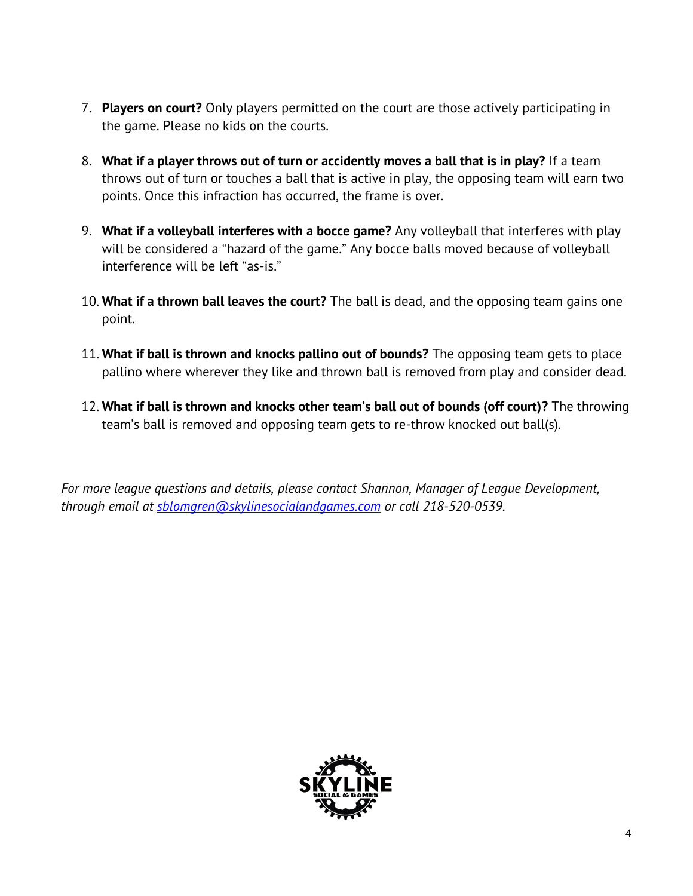7. **Players on court?** Only players permitted on the court are those actively participating in the game. Please no kids on the courts.

8. **What if a player throws out of turn or accidently moves a ball that is in play?** If a team throws out of turn or touches a ball that is active in play, the opposing team will earn two points. Once this infraction has occurred, the frame is over.

9. **What if a volleyball interferes with a bocce game?** Any volleyball that interferes with play will be considered a "hazard of the game." Any bocce balls moved because of volleyball interference will be left "as-is."

10. **What if a thrown ball leaves the court?** The ball is dead, and the opposing team gains one point.

11. **What if ball is thrown and knocks pallino out of bounds?** The opposing team gets to place pallino where wherever they like and thrown ball is removed from play and consider dead.

12. **What if ball is thrown and knocks other team's ball out of bounds (off court)?** The throwing team's ball is removed and opposing team gets to re-throw knocked out ball(s).

*For more league questions and details, please contact Shannon, Manager of League Development, through email at [sblomgren@skylinesocialandgames.com](mailto:sblomgren@skylinesocialandgames.com) or call 218-520-0539.*

SKYLINE SOCIAL & GAMES